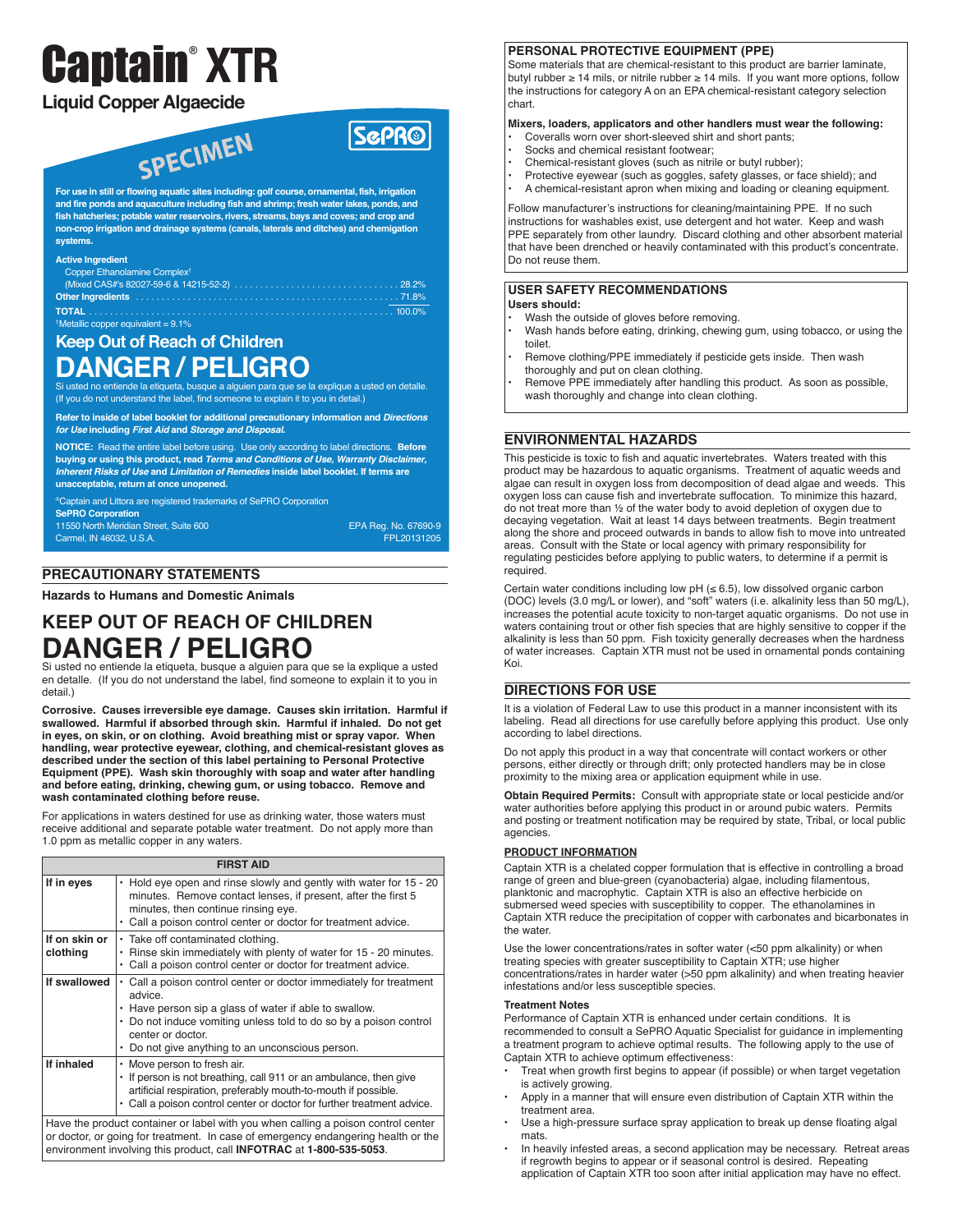# Captain® XTR

## Liquid Copper Algaecide

SPECIMEN

SePRO

**For use in still or flowing aquatic sites including: golf course, ornamental, fish, irrigation and fire ponds and aquaculture including fish and shrimp; fresh water lakes, ponds, and fish hatcheries; potable water reservoirs, rivers, streams, bays and coves; and crop and non-crop irrigation and drainage systems (canals, laterals and ditches) and chemigation systems.**

**Active Ingredient**
Copper Ethanolamine Complex[†]
(Mixed CAS#'s 82027-59-6 & 14215-52-2) ............................... 28.2%
**Other Ingredients** ............................................................. 71.8%
**TOTAL** ........................................................................... 100.0%
[†]Metallic copper equivalent = 9.1%

## Keep Out of Reach of Children

# DANGER / PELIGRO

Si usted no entiende la etiqueta, busque a alguien para que se la explique a usted en detalle. (If you do not understand the label, find someone to explain it to you in detail.)

**Refer to inside of label booklet for additional precautionary information and *Directions for Use* including *First Aid* and *Storage and Disposal.***

**NOTICE:** Read the entire label before using. Use only according to label directions. **Before buying or using this product, read *Terms and Conditions of Use, Warranty Disclaimer, Inherent Risks of Use* and *Limitation of Remedies* inside label booklet. If terms are unacceptable, return at once unopened.**

®Captain and Littora are registered trademarks of SePRO Corporation
**SePRO Corporation**
11550 North Meridian Street, Suite 600
Carmel, IN 46032, U.S.A.

EPA Reg. No. 67690-9
FPL20131205

## PRECAUTIONARY STATEMENTS

**Hazards to Humans and Domestic Animals**

## KEEP OUT OF REACH OF CHILDREN

# DANGER / PELIGRO

Si usted no entiende la etiqueta, busque a alguien para que se la explique a usted en detalle. (If you do not understand the label, find someone to explain it to you in detail.)

**Corrosive. Causes irreversible eye damage. Causes skin irritation. Harmful if swallowed. Harmful if absorbed through skin. Harmful if inhaled. Do not get in eyes, on skin, or on clothing. Avoid breathing mist or spray vapor. When handling, wear protective eyewear, clothing, and chemical-resistant gloves as described under the section of this label pertaining to Personal Protective Equipment (PPE). Wash skin thoroughly with soap and water after handling and before eating, drinking, chewing gum, or using tobacco. Remove and wash contaminated clothing before reuse.**

For applications in waters destined for use as drinking water, those waters must receive additional and separate potable water treatment. Do not apply more than 1.0 ppm as metallic copper in any waters.

| FIRST AID | |
|---|---|
| **If in eyes** | • Hold eye open and rinse slowly and gently with water for 15 - 20 minutes. Remove contact lenses, if present, after the first 5 minutes, then continue rinsing eye.<br>• Call a poison control center or doctor for treatment advice. |
| **If on skin or clothing** | • Take off contaminated clothing.<br>• Rinse skin immediately with plenty of water for 15 - 20 minutes.<br>• Call a poison control center or doctor for treatment advice. |
| **If swallowed** | • Call a poison control center or doctor immediately for treatment advice.<br>• Have person sip a glass of water if able to swallow.<br>• Do not induce vomiting unless told to do so by a poison control center or doctor.<br>• Do not give anything to an unconscious person. |
| **If inhaled** | • Move person to fresh air.<br>• If person is not breathing, call 911 or an ambulance, then give artificial respiration, preferably mouth-to-mouth if possible.<br>• Call a poison control center or doctor for further treatment advice. |
| Have the product container or label with you when calling a poison control center or doctor, or going for treatment. In case of emergency endangering health or the environment involving this product, call **INFOTRAC** at **1-800-535-5053**. | |

## PERSONAL PROTECTIVE EQUIPMENT (PPE)

Some materials that are chemical-resistant to this product are barrier laminate, butyl rubber ≥ 14 mils, or nitrile rubber ≥ 14 mils. If you want more options, follow the instructions for category A on an EPA chemical-resistant category selection chart.

**Mixers, loaders, applicators and other handlers must wear the following:**

- Coveralls worn over short-sleeved shirt and short pants;
- Socks and chemical resistant footwear;
- Chemical-resistant gloves (such as nitrile or butyl rubber);
- Protective eyewear (such as goggles, safety glasses, or face shield); and
- A chemical-resistant apron when mixing and loading or cleaning equipment.

Follow manufacturer's instructions for cleaning/maintaining PPE. If no such instructions for washables exist, use detergent and hot water. Keep and wash PPE separately from other laundry. Discard clothing and other absorbent material that have been drenched or heavily contaminated with this product's concentrate. Do not reuse them.

## USER SAFETY RECOMMENDATIONS

**Users should:**

- Wash the outside of gloves before removing.
- Wash hands before eating, drinking, chewing gum, using tobacco, or using the toilet.
- Remove clothing/PPE immediately if pesticide gets inside. Then wash thoroughly and put on clean clothing.
- Remove PPE immediately after handling this product. As soon as possible, wash thoroughly and change into clean clothing.

## ENVIRONMENTAL HAZARDS

This pesticide is toxic to fish and aquatic invertebrates. Waters treated with this product may be hazardous to aquatic organisms. Treatment of aquatic weeds and algae can result in oxygen loss from decomposition of dead algae and weeds. This oxygen loss can cause fish and invertebrate suffocation. To minimize this hazard, do not treat more than ½ of the water body to avoid depletion of oxygen due to decaying vegetation. Wait at least 14 days between treatments. Begin treatment along the shore and proceed outwards in bands to allow fish to move into untreated areas. Consult with the State or local agency with primary responsibility for regulating pesticides before applying to public waters, to determine if a permit is required.

Certain water conditions including low pH (≤ 6.5), low dissolved organic carbon (DOC) levels (3.0 mg/L or lower), and "soft" waters (i.e. alkalinity less than 50 mg/L), increases the potential acute toxicity to non-target aquatic organisms. Do not use in waters containing trout or other fish species that are highly sensitive to copper if the alkalinity is less than 50 ppm. Fish toxicity generally decreases when the hardness of water increases. Captain XTR must not be used in ornamental ponds containing Koi.

## DIRECTIONS FOR USE

It is a violation of Federal Law to use this product in a manner inconsistent with its labeling. Read all directions for use carefully before applying this product. Use only according to label directions.

Do not apply this product in a way that concentrate will contact workers or other persons, either directly or through drift; only protected handlers may be in close proximity to the mixing area or application equipment while in use.

**Obtain Required Permits:** Consult with appropriate state or local pesticide and/or water authorities before applying this product in or around public waters. Permits and posting or treatment notification may be required by state, Tribal, or local public agencies.

### PRODUCT INFORMATION

Captain XTR is a chelated copper formulation that is effective in controlling a broad range of green and blue-green (cyanobacteria) algae, including filamentous, planktonic and macrophytic. Captain XTR is also an effective herbicide on submersed weed species with susceptibility to copper. The ethanolamines in Captain XTR reduce the precipitation of copper with carbonates and bicarbonates in the water.

Use the lower concentrations/rates in softer water (<50 ppm alkalinity) or when treating species with greater susceptibility to Captain XTR; use higher concentrations/rates in harder water (>50 ppm alkalinity) and when treating heavier infestations and/or less susceptible species.

**Treatment Notes**

Performance of Captain XTR is enhanced under certain conditions. It is recommended to consult a SePRO Aquatic Specialist for guidance in implementing a treatment program to achieve optimal results. The following apply to the use of Captain XTR to achieve optimum effectiveness:

- Treat when growth first begins to appear (if possible) or when target vegetation is actively growing.
- Apply in a manner that will ensure even distribution of Captain XTR within the treatment area.
- Use a high-pressure surface spray application to break up dense floating algal mats.
- In heavily infested areas, a second application may be necessary. Retreat areas if regrowth begins to appear or if seasonal control is desired. Repeating application of Captain XTR too soon after initial application may have no effect.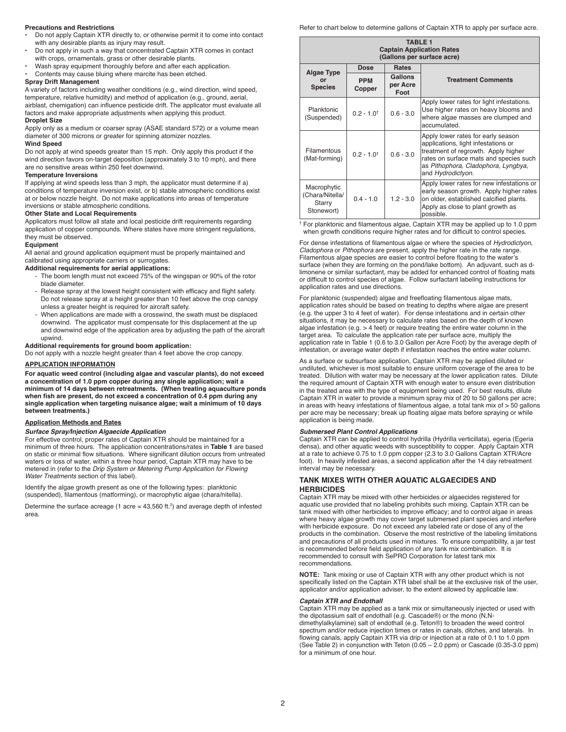**Precautions and Restrictions**

- Do not apply Captain XTR directly to, or otherwise permit it to come into contact with any desirable plants as injury may result.
- Do not apply in such a way that concentrated Captain XTR comes in contact with crops, ornamentals, grass or other desirable plants.
- Wash spray equipment thoroughly before and after each application.
- Contents may cause bluing where marcite has been etched.

**Spray Drift Management**

A variety of factors including weather conditions (e.g., wind direction, wind speed, temperature, relative humidity) and method of application (e.g., ground, aerial, airblast, chemigation) can influence pesticide drift. The applicator must evaluate all factors and make appropriate adjustments when applying this product.

**Droplet Size**

Apply only as a medium or coarser spray (ASAE standard 572) or a volume mean diameter of 300 microns or greater for spinning atomizer nozzles.

**Wind Speed**

Do not apply at wind speeds greater than 15 mph. Only apply this product if the wind direction favors on-target deposition (approximately 3 to 10 mph), and there are no sensitive areas within 250 feet downwind.

**Temperature Inversions**

If applying at wind speeds less than 3 mph, the applicator must determine if a) conditions of temperature inversion exist, or b) stable atmospheric conditions exist at or below nozzle height. Do not make applications into areas of temperature inversions or stable atmospheric conditions.

**Other State and Local Requirements**

Applicators must follow all state and local pesticide drift requirements regarding application of copper compounds. Where states have more stringent regulations, they must be observed.

**Equipment**

All aerial and ground application equipment must be properly maintained and calibrated using appropriate carriers or surrogates.

**Additional requirements for aerial applications:**

- The boom length must not exceed 75% of the wingspan or 90% of the rotor blade diameter.
- Release spray at the lowest height consistent with efficacy and flight safety. Do not release spray at a height greater than 10 feet above the crop canopy unless a greater height is required for aircraft safety.
- When applications are made with a crosswind, the swath must be displaced downwind. The applicator must compensate for this displacement at the up and downwind edge of the application area by adjusting the path of the aircraft upwind.

**Additional requirements for ground boom application:**

Do not apply with a nozzle height greater than 4 feet above the crop canopy.

## APPLICATION INFORMATION

**For aquatic weed control (including algae and vascular plants), do not exceed a concentration of 1.0 ppm copper during any single application; wait a minimum of 14 days between retreatments. (When treating aquaculture ponds when fish are present, do not exceed a concentration of 0.4 ppm during any single application when targeting nuisance algae; wait a minimum of 10 days between treatments.)**

### Application Methods and Rates

***Surface Spray/Injection Algaecide Application***

For effective control, proper rates of Captain XTR should be maintained for a minimum of three hours. The application concentrations/rates in **Table 1** are based on static or minimal flow situations. Where significant dilution occurs from untreated waters or loss of water, within a three hour period, Captain XTR may have to be metered in (refer to the *Drip System or Metering Pump Application for Flowing Water Treatments* section of this label).

Identify the algae growth present as one of the following types: planktonic (suspended), filamentous (matforming), or macrophytic algae (chara/nitella).

Determine the surface acreage (1 acre = 43,560 ft.$^2$) and average depth of infested area.

Refer to chart below to determine gallons of Captain XTR to apply per surface acre.

**TABLE 1**
**Captain Application Rates**
**(Gallons per surface acre)**

| Algae Type or Species | Dose | Rates | Treatment Comments |
|---|---|---|---|
| | PPM Copper | Gallons per Acre Foot | |
| Planktonic (Suspended) | 0.2 - 1.0† | 0.6 - 3.0 | Apply lower rates for light infestations. Use higher rates on heavy blooms and where algae masses are clumped and accumulated. |
| Filamentous (Mat-forming) | 0.2 - 1.0† | 0.6 - 3.0 | Apply lower rates for early season applications, light infestations or treatment of regrowth. Apply higher rates on surface mats and species such as *Pithophora, Cladophora, Lyngbya,* and *Hydrodictyon.* |
| Macrophytic (Chara/Nitella/ Starry Stonewort) | 0.4 - 1.0 | 1.2 - 3.0 | Apply lower rates for new infestations or early season growth. Apply higher rates on older, established calcified plants. Apply as close to plant growth as possible. |

† For planktonic and filamentous algae, Captain XTR may be applied up to 1.0 ppm when growth conditions require higher rates and for difficult to control species.

For dense infestations of filamentous algae or where the species of *Hydrodictyon*, *Cladophora* or *Pithophora* are present, apply the higher rate in the rate range. Filamentous algae species are easier to control before floating to the water's surface (when they are forming on the pond/lake bottom). An adjuvant, such as d-limonene or similar surfactant, may be added for enhanced control of floating mats or difficult to control species of algae. Follow surfactant labeling instructions for application rates and use directions.

For planktonic (suspended) algae and freefloating filamentous algae mats, application rates should be based on treating to depths where algae are present (e.g. the upper 3 to 4 feet of water). For dense infestations and in certain other situations, it may be necessary to calculate rates based on the depth of known algae infestation (e.g. > 4 feet) or require treating the entire water column in the target area. To calculate the application rate per surface acre, multiply the application rate in Table 1 (0.6 to 3.0 Gallon per Acre Foot) by the average depth of infestation, or average water depth if infestation reaches the entire water column.

As a surface or subsurface application, Captain XTR may be applied diluted or undiluted, whichever is most suitable to ensure uniform coverage of the area to be treated. Dilution with water may be necessary at the lower application rates. Dilute the required amount of Captain XTR with enough water to ensure even distribution in the treated area with the type of equipment being used. For best results, dilute Captain XTR in water to provide a minimum spray mix of 20 to 50 gallons per acre; in areas with heavy infestations of filamentous algae, a total tank mix of > 50 gallons per acre may be necessary; break up floating algae mats before spraying or while application is being made.

***Submersed Plant Control Applications***

Captain XTR can be applied to control hydrilla (Hydrilla verticillata), egeria (Egeria densa), and other aquatic weeds with susceptibility to copper. Apply Captain XTR at a rate to achieve 0.75 to 1.0 ppm copper (2.3 to 3.0 Gallons Captain XTR/Acre foot). In heavily infested areas, a second application after the 14 day retreatment interval may be necessary.

## TANK MIXES WITH OTHER AQUATIC ALGAECIDES AND HERBICIDES

Captain XTR may be mixed with other herbicides or algaecides registered for aquatic use provided that no labeling prohibits such mixing. Captain XTR can be tank mixed with other herbicides to improve efficacy; and to control algae in areas where heavy algae growth may cover target submersed plant species and interfere with herbicide exposure. Do not exceed any labeled rate or dose of any of the products in the combination. Observe the most restrictive of the labeling limitations and precautions of all products used in mixtures. To ensure compatibility, a jar test is recommended before field application of any tank mix combination. It is recommended to consult with SePRO Corporation for latest tank mix recommendations.

**NOTE:** Tank mixing or use of Captain XTR with any other product which is not specifically listed on the Captain XTR label shall be at the exclusive risk of the user, applicator and/or application adviser, to the extent allowed by applicable law.

***Captain XTR and Endothall***

Captain XTR may be applied as a tank mix or simultaneously injected or used with the dipotassium salt of endothall (e.g. Cascade®) or the mono (N,N-dimethylalkylamine) salt of endothall (e.g. Teton®) to broaden the weed control spectrum and/or reduce injection times or rates in canals, ditches, and laterals. In flowing canals, apply Captain XTR via drip or injection at a rate of 0.1 to 1.0 ppm (See Table 2) in conjunction with Teton (0.05 – 2.0 ppm) or Cascade (0.35-3.0 ppm) for a minimum of one hour.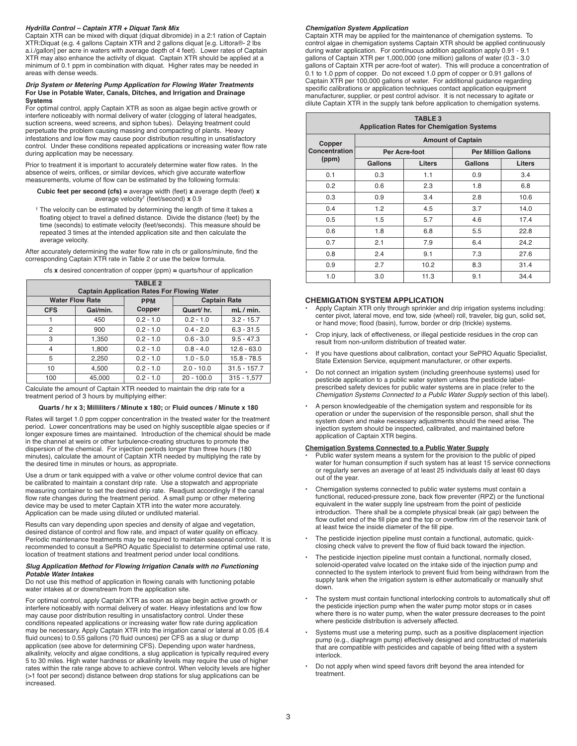#### *Hydrilla Control – Captain XTR + Diquat Tank Mix*

Captain XTR can be mixed with diquat (diquat dibromide) in a 2:1 ration of Captain XTR:Diquat (e.g. 4 gallons Captain XTR and 2 gallons diquat [e.g. Littora®- 2 lbs a.i./gallon] per acre in waters with average depth of 4 feet). Lower rates of Captain XTR may also enhance the activity of diquat. Captain XTR should be applied at a minimum of 0.1 ppm in combination with diquat. Higher rates may be needed in areas with dense weeds.

#### *Drip System or Metering Pump Application for Flowing Water Treatments*

**For Use in Potable Water, Canals, Ditches, and Irrigation and Drainage Systems**

For optimal control, apply Captain XTR as soon as algae begin active growth or interfere noticeably with normal delivery of water (clogging of lateral headgates, suction screens, weed screens, and siphon tubes). Delaying treatment could perpetuate the problem causing massing and compacting of plants. Heavy infestations and low flow may cause poor distribution resulting in unsatisfactory control. Under these conditions repeated applications or increasing water flow rate during application may be necessary.

Prior to treatment it is important to accurately determine water flow rates. In the absence of weirs, orifices, or similar devices, which give accurate waterflow measurements, volume of flow can be estimated by the following formula:

**Cubic feet per second (cfs) =** average width (feet) **x** average depth (feet) **x** average velocity† (feet/second) **x** 0.9

† The velocity can be estimated by determining the length of time it takes a floating object to travel a defined distance. Divide the distance (feet) by the time (seconds) to estimate velocity (feet/seconds). This measure should be repeated 3 times at the intended application site and then calculate the average velocity.

After accurately determining the water flow rate in cfs or gallons/minute, find the corresponding Captain XTR rate in Table 2 or use the below formula.

cfs **x** desired concentration of copper (ppm) **=** quarts/hour of application

**TABLE 2**
**Captain Application Rates For Flowing Water**

| Water Flow Rate | | PPM | Captain Rate | |
|---|---|---|---|---|
| CFS | Gal/min. | Copper | Quart/ hr. | mL / min. |
| 1 | 450 | 0.2 - 1.0 | 0.2 - 1.0 | 3.2 - 15.7 |
| 2 | 900 | 0.2 - 1.0 | 0.4 - 2.0 | 6.3 - 31.5 |
| 3 | 1,350 | 0.2 - 1.0 | 0.6 - 3.0 | 9.5 - 47.3 |
| 4 | 1,800 | 0.2 - 1.0 | 0.8 - 4.0 | 12.6 - 63.0 |
| 5 | 2,250 | 0.2 - 1.0 | 1.0 - 5.0 | 15.8 - 78.5 |
| 10 | 4,500 | 0.2 - 1.0 | 2.0 - 10.0 | 31.5 - 157.7 |
| 100 | 45,000 | 0.2 - 1.0 | 20 - 100.0 | 315 - 1,577 |

Calculate the amount of Captain XTR needed to maintain the drip rate for a treatment period of 3 hours by multiplying either:

**Quarts / hr x 3; Milliliters / Minute x 180;** or **Fluid ounces / Minute x 180**

Rates will target 1.0 ppm copper concentration in the treated water for the treatment period. Lower concentrations may be used on highly susceptible algae species or if longer exposure times are maintained. Introduction of the chemical should be made in the channel at weirs or other turbulence-creating structures to promote the dispersion of the chemical. For injection periods longer than three hours (180 minutes), calculate the amount of Captain XTR needed by multiplying the rate by the desired time in minutes or hours, as appropriate.

Use a drum or tank equipped with a valve or other volume control device that can be calibrated to maintain a constant drip rate. Use a stopwatch and appropriate measuring container to set the desired drip rate. Readjust accordingly if the canal flow rate changes during the treatment period. A small pump or other metering device may be used to meter Captain XTR into the water more accurately. Application can be made using diluted or undiluted material.

Results can vary depending upon species and density of algae and vegetation, desired distance of control and flow rate, and impact of water quality on efficacy. Periodic maintenance treatments may be required to maintain seasonal control. It is recommended to consult a SePRO Aquatic Specialist to determine optimal use rate, location of treatment stations and treatment period under local conditions.

#### *Slug Application Method for Flowing Irrigation Canals with no Functioning Potable Water Intakes*

Do not use this method of application in flowing canals with functioning potable water intakes at or downstream from the application site.

For optimal control, apply Captain XTR as soon as algae begin active growth or interfere noticeably with normal delivery of water. Heavy infestations and low flow may cause poor distribution resulting in unsatisfactory control. Under these conditions repeated applications or increasing water flow rate during application may be necessary. Apply Captain XTR into the irrigation canal or lateral at 0.05 (6.4 fluid ounces) to 0.55 gallons (70 fluid ounces) per CFS as a slug or dump application (see above for determining CFS). Depending upon water hardness, alkalinity, velocity and algae conditions, a slug application is typically required every 5 to 30 miles. High water hardness or alkalinity levels may require the use of higher rates within the rate range above to achieve control. When velocity levels are higher (>1 foot per second) distance between drop stations for slug applications can be increased.

#### *Chemigation System Application*

Captain XTR may be applied for the maintenance of chemigation systems. To control algae in chemigation systems Captain XTR should be applied continuously during water application. For continuous addition application apply 0.91 - 9.1 gallons of Captain XTR per 1,000,000 (one million) gallons of water (0.3 - 3.0 gallons of Captain XTR per acre-foot of water). This will produce a concentration of 0.1 to 1.0 ppm of copper. Do not exceed 1.0 ppm of copper or 0.91 gallons of Captain XTR per 100,000 gallons of water. For additional guidance regarding specific calibrations or application techniques contact application equipment manufacturer, supplier, or pest control advisor. It is not necessary to agitate or dilute Captain XTR in the supply tank before application to chemigation systems.

**TABLE 3**
**Application Rates for Chemigation Systems**

| Copper Concentration (ppm) | Amount of Captain | | | |
|---|---|---|---|---|
| | Per Acre-foot | | Per Million Gallons | |
| | Gallons | Liters | Gallons | Liters |
| 0.1 | 0.3 | 1.1 | 0.9 | 3.4 |
| 0.2 | 0.6 | 2.3 | 1.8 | 6.8 |
| 0.3 | 0.9 | 3.4 | 2.8 | 10.6 |
| 0.4 | 1.2 | 4.5 | 3.7 | 14.0 |
| 0.5 | 1.5 | 5.7 | 4.6 | 17.4 |
| 0.6 | 1.8 | 6.8 | 5.5 | 22.8 |
| 0.7 | 2.1 | 7.9 | 6.4 | 24.2 |
| 0.8 | 2.4 | 9.1 | 7.3 | 27.6 |
| 0.9 | 2.7 | 10.2 | 8.3 | 31.4 |
| 1.0 | 3.0 | 11.3 | 9.1 | 34.4 |

## CHEMIGATION SYSTEM APPLICATION

- Apply Captain XTR only through sprinkler and drip irrigation systems including: center pivot, lateral move, end tow, side (wheel) roll, traveler, big gun, solid set, or hand move; flood (basin), furrow, border or drip (trickle) systems.
- Crop injury, lack of effectiveness, or illegal pesticide residues in the crop can result from non-uniform distribution of treated water.
- If you have questions about calibration, contact your SePRO Aquatic Specialist, State Extension Service, equipment manufacturer, or other experts.
- Do not connect an irrigation system (including greenhouse systems) used for pesticide application to a public water system unless the pesticide label-prescribed safety devices for public water systems are in place (refer to the *Chemigation Systems Connected to a Public Water Supply* section of this label).
- A person knowledgeable of the chemigation system and responsible for its operation or under the supervision of the responsible person, shall shut the system down and make necessary adjustments should the need arise. The injection system should be inspected, calibrated, and maintained before application of Captain XTR begins.

**Chemigation Systems Connected to a Public Water Supply**

- Public water system means a system for the provision to the public of piped water for human consumption if such system has at least 15 service connections or regularly serves an average of at least 25 individuals daily at least 60 days out of the year.
- Chemigation systems connected to public water systems must contain a functional, reduced-pressure zone, back flow preventer (RPZ) or the functional equivalent in the water supply line upstream from the point of pesticide introduction. There shall be a complete physical break (air gap) between the flow outlet end of the fill pipe and the top or overflow rim of the reservoir tank of at least twice the inside diameter of the fill pipe.
- The pesticide injection pipeline must contain a functional, automatic, quick-closing check valve to prevent the flow of fluid back toward the injection.
- The pesticide injection pipeline must contain a functional, normally closed, solenoid-operated valve located on the intake side of the injection pump and connected to the system interlock to prevent fluid from being withdrawn from the supply tank when the irrigation system is either automatically or manually shut down.
- The system must contain functional interlocking controls to automatically shut off the pesticide injection pump when the water pump motor stops or in cases where there is no water pump, when the water pressure decreases to the point where pesticide distribution is adversely affected.
- Systems must use a metering pump, such as a positive displacement injection pump (e.g., diaphragm pump) effectively designed and constructed of materials that are compatible with pesticides and capable of being fitted with a system interlock.
- Do not apply when wind speed favors drift beyond the area intended for treatment.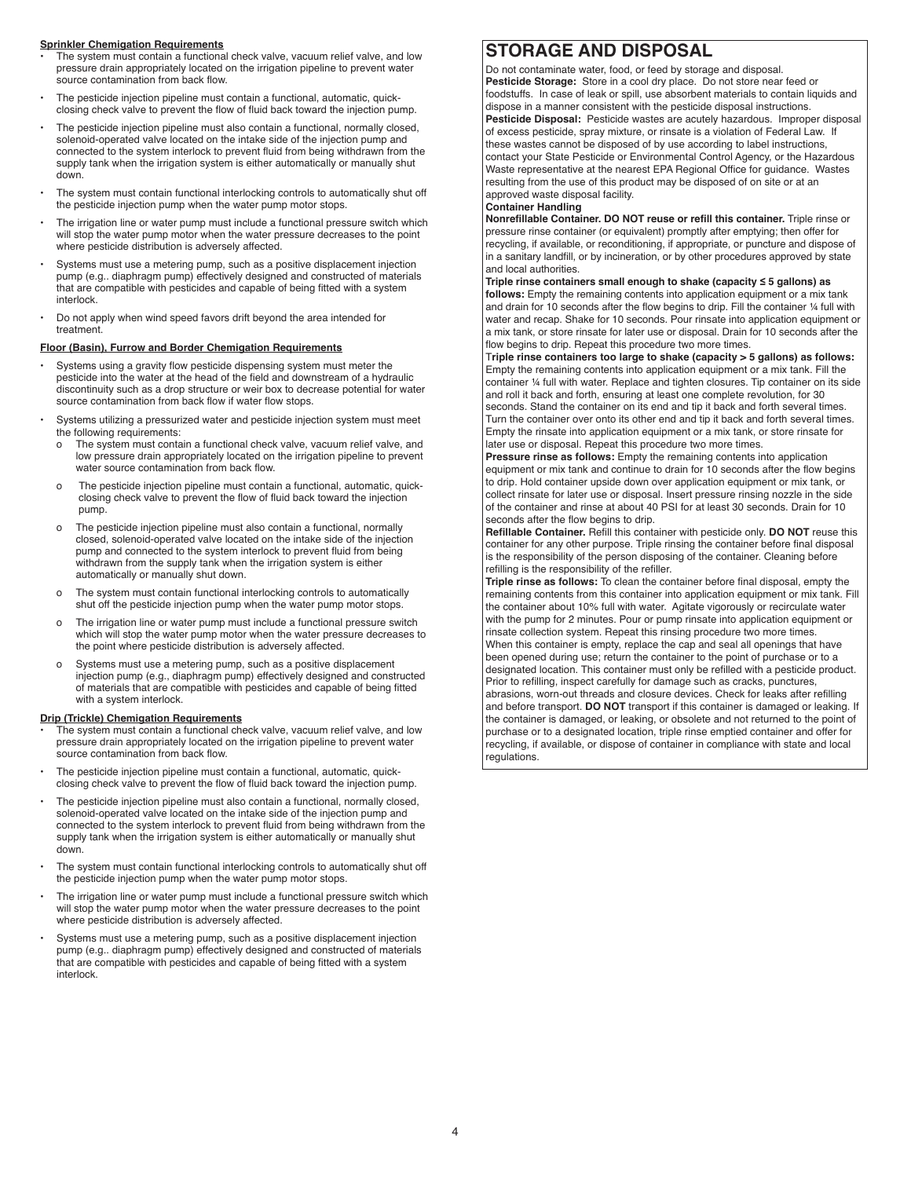**Sprinkler Chemigation Requirements**

- The system must contain a functional check valve, vacuum relief valve, and low pressure drain appropriately located on the irrigation pipeline to prevent water source contamination from back flow.
- The pesticide injection pipeline must contain a functional, automatic, quick-closing check valve to prevent the flow of fluid back toward the injection pump.
- The pesticide injection pipeline must also contain a functional, normally closed, solenoid-operated valve located on the intake side of the injection pump and connected to the system interlock to prevent fluid from being withdrawn from the supply tank when the irrigation system is either automatically or manually shut down.
- The system must contain functional interlocking controls to automatically shut off the pesticide injection pump when the water pump motor stops.
- The irrigation line or water pump must include a functional pressure switch which will stop the water pump motor when the water pressure decreases to the point where pesticide distribution is adversely affected.
- Systems must use a metering pump, such as a positive displacement injection pump (e.g.. diaphragm pump) effectively designed and constructed of materials that are compatible with pesticides and capable of being fitted with a system interlock.
- Do not apply when wind speed favors drift beyond the area intended for treatment.

**Floor (Basin), Furrow and Border Chemigation Requirements**

- Systems using a gravity flow pesticide dispensing system must meter the pesticide into the water at the head of the field and downstream of a hydraulic discontinuity such as a drop structure or weir box to decrease potential for water source contamination from back flow if water flow stops.
- Systems utilizing a pressurized water and pesticide injection system must meet the following requirements:
  - o The system must contain a functional check valve, vacuum relief valve, and low pressure drain appropriately located on the irrigation pipeline to prevent water source contamination from back flow.
  - o The pesticide injection pipeline must contain a functional, automatic, quick-closing check valve to prevent the flow of fluid back toward the injection pump.
  - o The pesticide injection pipeline must also contain a functional, normally closed, solenoid-operated valve located on the intake side of the injection pump and connected to the system interlock to prevent fluid from being withdrawn from the supply tank when the irrigation system is either automatically or manually shut down.
  - o The system must contain functional interlocking controls to automatically shut off the pesticide injection pump when the water pump motor stops.
  - o The irrigation line or water pump must include a functional pressure switch which will stop the water pump motor when the water pressure decreases to the point where pesticide distribution is adversely affected.
  - o Systems must use a metering pump, such as a positive displacement injection pump (e.g., diaphragm pump) effectively designed and constructed of materials that are compatible with pesticides and capable of being fitted with a system interlock.

**Drip (Trickle) Chemigation Requirements**

- The system must contain a functional check valve, vacuum relief valve, and low pressure drain appropriately located on the irrigation pipeline to prevent water source contamination from back flow.
- The pesticide injection pipeline must contain a functional, automatic, quick-closing check valve to prevent the flow of fluid back toward the injection pump.
- The pesticide injection pipeline must also contain a functional, normally closed, solenoid-operated valve located on the intake side of the injection pump and connected to the system interlock to prevent fluid from being withdrawn from the supply tank when the irrigation system is either automatically or manually shut down.
- The system must contain functional interlocking controls to automatically shut off the pesticide injection pump when the water pump motor stops.
- The irrigation line or water pump must include a functional pressure switch which will stop the water pump motor when the water pressure decreases to the point where pesticide distribution is adversely affected.
- Systems must use a metering pump, such as a positive displacement injection pump (e.g.. diaphragm pump) effectively designed and constructed of materials that are compatible with pesticides and capable of being fitted with a system interlock.

# STORAGE AND DISPOSAL

Do not contaminate water, food, or feed by storage and disposal.

**Pesticide Storage:** Store in a cool dry place. Do not store near feed or foodstuffs. In case of leak or spill, use absorbent materials to contain liquids and dispose in a manner consistent with the pesticide disposal instructions.

**Pesticide Disposal:** Pesticide wastes are acutely hazardous. Improper disposal of excess pesticide, spray mixture, or rinsate is a violation of Federal Law. If these wastes cannot be disposed of by use according to label instructions, contact your State Pesticide or Environmental Control Agency, or the Hazardous Waste representative at the nearest EPA Regional Office for guidance. Wastes resulting from the use of this product may be disposed of on site or at an approved waste disposal facility.

**Container Handling**

**Nonrefillable Container. DO NOT reuse or refill this container.** Triple rinse or pressure rinse container (or equivalent) promptly after emptying; then offer for recycling, if available, or reconditioning, if appropriate, or puncture and dispose of in a sanitary landfill, or by incineration, or by other procedures approved by state and local authorities.

**Triple rinse containers small enough to shake (capacity ≤ 5 gallons) as follows:** Empty the remaining contents into application equipment or a mix tank and drain for 10 seconds after the flow begins to drip. Fill the container ¼ full with water and recap. Shake for 10 seconds. Pour rinsate into application equipment or a mix tank, or store rinsate for later use or disposal. Drain for 10 seconds after the flow begins to drip. Repeat this procedure two more times.

**Triple rinse containers too large to shake (capacity > 5 gallons) as follows:** Empty the remaining contents into application equipment or a mix tank. Fill the container ¼ full with water. Replace and tighten closures. Tip container on its side and roll it back and forth, ensuring at least one complete revolution, for 30 seconds. Stand the container on its end and tip it back and forth several times. Turn the container over onto its other end and tip it back and forth several times. Empty the rinsate into application equipment or a mix tank, or store rinsate for later use or disposal. Repeat this procedure two more times.

**Pressure rinse as follows:** Empty the remaining contents into application equipment or mix tank and continue to drain for 10 seconds after the flow begins to drip. Hold container upside down over application equipment or mix tank, or collect rinsate for later use or disposal. Insert pressure rinsing nozzle in the side of the container and rinse at about 40 PSI for at least 30 seconds. Drain for 10 seconds after the flow begins to drip.

**Refillable Container.** Refill this container with pesticide only. **DO NOT** reuse this container for any other purpose. Triple rinsing the container before final disposal is the responsibility of the person disposing of the container. Cleaning before refilling is the responsibility of the refiller.

**Triple rinse as follows:** To clean the container before final disposal, empty the remaining contents from this container into application equipment or mix tank. Fill the container about 10% full with water. Agitate vigorously or recirculate water with the pump for 2 minutes. Pour or pump rinsate into application equipment or rinsate collection system. Repeat this rinsing procedure two more times.

When this container is empty, replace the cap and seal all openings that have been opened during use; return the container to the point of purchase or to a designated location. This container must only be refilled with a pesticide product. Prior to refilling, inspect carefully for damage such as cracks, punctures, abrasions, worn-out threads and closure devices. Check for leaks after refilling and before transport. **DO NOT** transport if this container is damaged or leaking. If the container is damaged, or leaking, or obsolete and not returned to the point of purchase or to a designated location, triple rinse emptied container and offer for recycling, if available, or dispose of container in compliance with state and local regulations.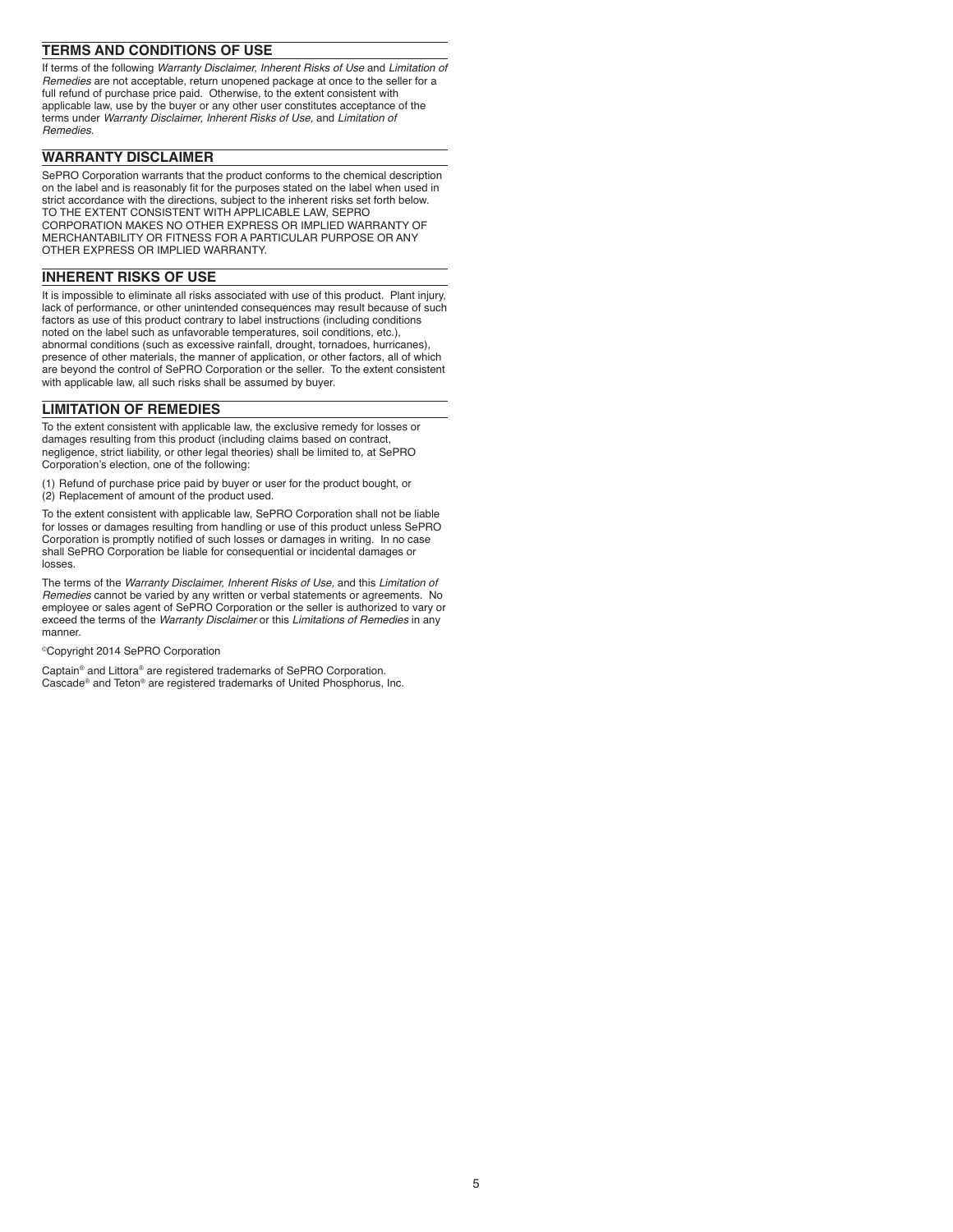## TERMS AND CONDITIONS OF USE

If terms of the following *Warranty Disclaimer, Inherent Risks of Use* and *Limitation of Remedies* are not acceptable, return unopened package at once to the seller for a full refund of purchase price paid. Otherwise, to the extent consistent with applicable law, use by the buyer or any other user constitutes acceptance of the terms under *Warranty Disclaimer, Inherent Risks of Use,* and *Limitation of Remedies*.

## WARRANTY DISCLAIMER

SePRO Corporation warrants that the product conforms to the chemical description on the label and is reasonably fit for the purposes stated on the label when used in strict accordance with the directions, subject to the inherent risks set forth below. TO THE EXTENT CONSISTENT WITH APPLICABLE LAW, SEPRO CORPORATION MAKES NO OTHER EXPRESS OR IMPLIED WARRANTY OF MERCHANTABILITY OR FITNESS FOR A PARTICULAR PURPOSE OR ANY OTHER EXPRESS OR IMPLIED WARRANTY.

## INHERENT RISKS OF USE

It is impossible to eliminate all risks associated with use of this product. Plant injury, lack of performance, or other unintended consequences may result because of such factors as use of this product contrary to label instructions (including conditions noted on the label such as unfavorable temperatures, soil conditions, etc.), abnormal conditions (such as excessive rainfall, drought, tornadoes, hurricanes), presence of other materials, the manner of application, or other factors, all of which are beyond the control of SePRO Corporation or the seller. To the extent consistent with applicable law, all such risks shall be assumed by buyer.

## LIMITATION OF REMEDIES

To the extent consistent with applicable law, the exclusive remedy for losses or damages resulting from this product (including claims based on contract, negligence, strict liability, or other legal theories) shall be limited to, at SePRO Corporation's election, one of the following:

(1) Refund of purchase price paid by buyer or user for the product bought, or
(2) Replacement of amount of the product used.

To the extent consistent with applicable law, SePRO Corporation shall not be liable for losses or damages resulting from handling or use of this product unless SePRO Corporation is promptly notified of such losses or damages in writing. In no case shall SePRO Corporation be liable for consequential or incidental damages or losses.

The terms of the *Warranty Disclaimer, Inherent Risks of Use,* and this *Limitation of Remedies* cannot be varied by any written or verbal statements or agreements. No employee or sales agent of SePRO Corporation or the seller is authorized to vary or exceed the terms of the *Warranty Disclaimer* or this *Limitations of Remedies* in any manner.

©Copyright 2014 SePRO Corporation

Captain® and Littora® are registered trademarks of SePRO Corporation.
Cascade® and Teton® are registered trademarks of United Phosphorus, Inc.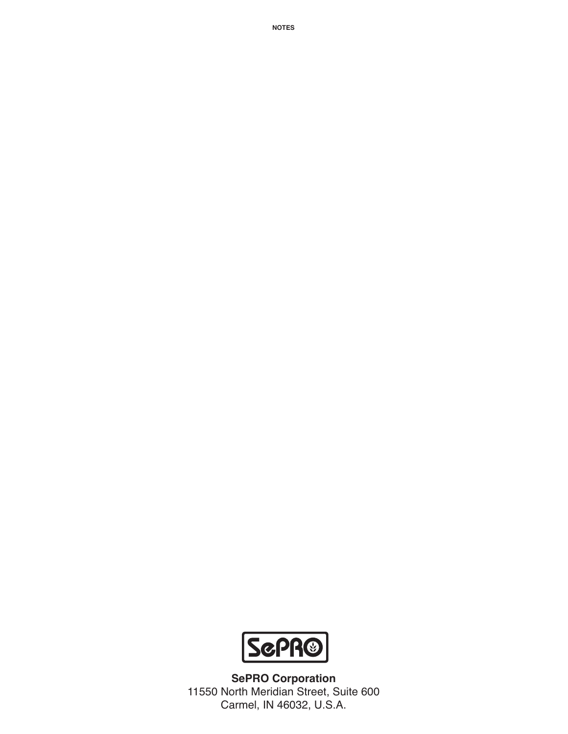NOTES

**SePRO Corporation**
11550 North Meridian Street, Suite 600
Carmel, IN 46032, U.S.A.